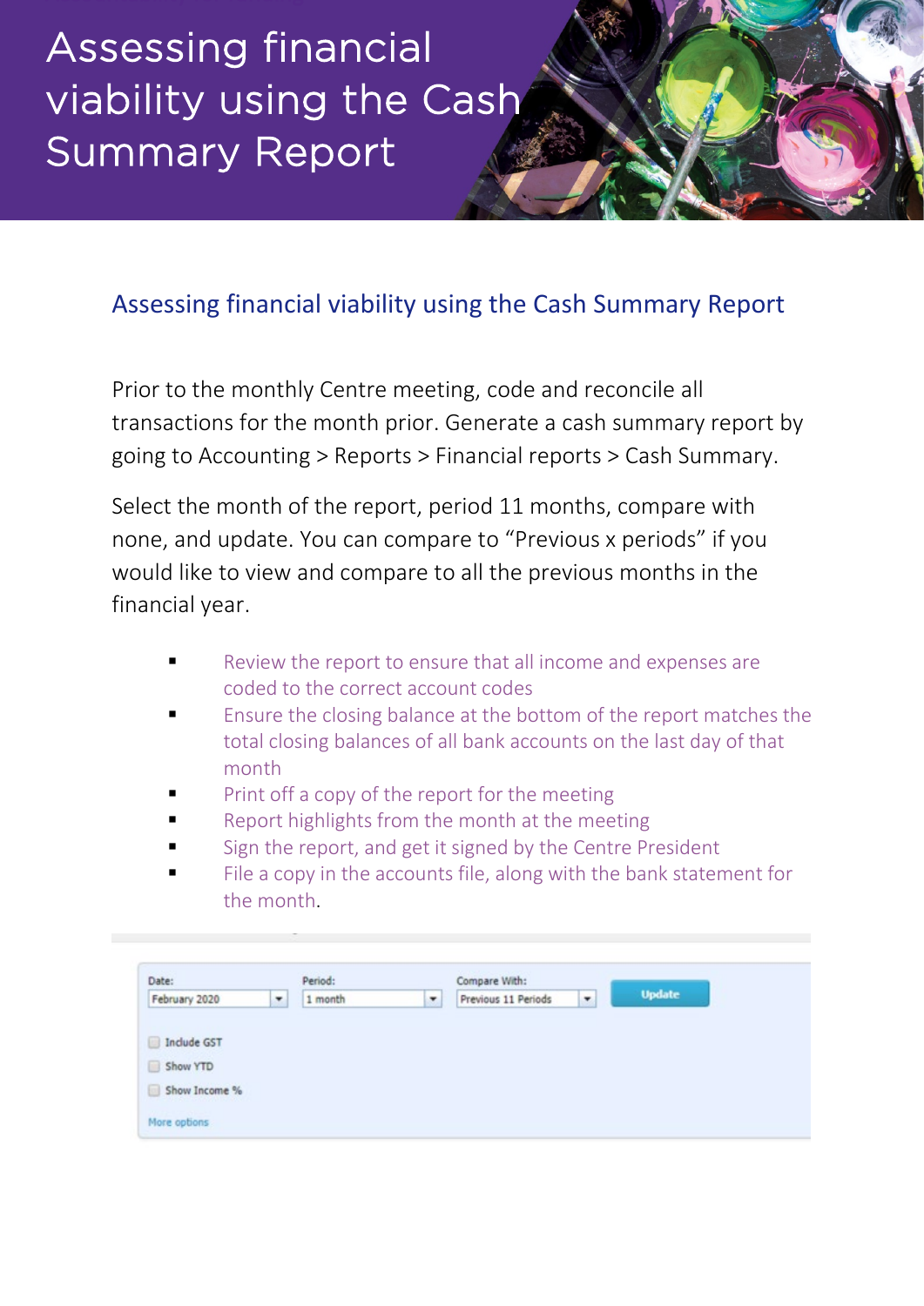# Assessing financial viability using the Cash Summary Report

## Assessing financial viability using the Cash Summary Report

Prior to the monthly Centre meeting, code and reconcile all transactions for the month prior. Generate a cash summary report by going to Accounting > Reports > Financial reports > Cash Summary.

Select the month of the report, period 11 months, compare with none, and update. You can compare to "Previous x periods" if you would like to view and compare to all the previous months in the financial year.

- Review the report to ensure that all income and expenses are coded to the correct account codes
- Ensure the closing balance at the bottom of the report matches the total closing balances of all bank accounts on the last day of that month
- Print off a copy of the report for the meeting
- Report highlights from the month at the meeting
- Sign the report, and get it signed by the Centre President
- File a copy in the accounts file, along with the bank statement for the month.

Date: February 2020
Period: 1 month
Compare With: Previous 11 Periods
Update

Include GST
Show YTD
Show Income %

More options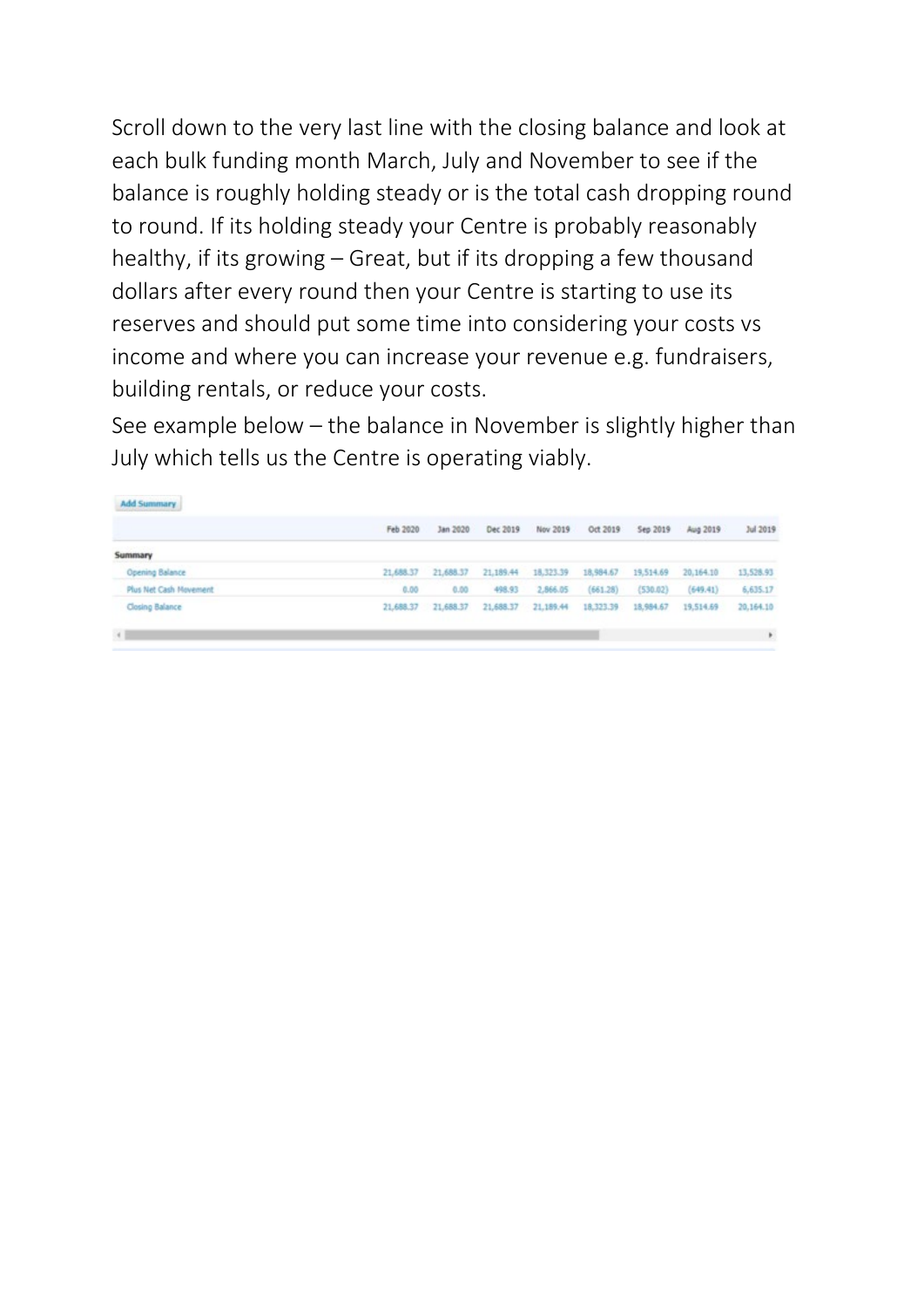Scroll down to the very last line with the closing balance and look at each bulk funding month March, July and November to see if the balance is roughly holding steady or is the total cash dropping round to round. If its holding steady your Centre is probably reasonably healthy, if its growing – Great, but if its dropping a few thousand dollars after every round then your Centre is starting to use its reserves and should put some time into considering your costs vs income and where you can increase your revenue e.g. fundraisers, building rentals, or reduce your costs.

See example below – the balance in November is slightly higher than July which tells us the Centre is operating viably.

Add Summary

| | Feb 2020 | Jan 2020 | Dec 2019 | Nov 2019 | Oct 2019 | Sep 2019 | Aug 2019 | Jul 2019 |
|---|---|---|---|---|---|---|---|---|
| **Summary** | | | | | | | | |
| Opening Balance | 21,688.37 | 21,688.37 | 21,189.44 | 18,323.39 | 18,984.67 | 19,514.69 | 20,164.10 | 13,528.93 |
| Plus Net Cash Movement | 0.00 | 0.00 | 498.93 | 2,866.05 | (661.28) | (530.02) | (649.41) | 6,635.17 |
| Closing Balance | 21,688.37 | 21,688.37 | 21,688.37 | 21,189.44 | 18,323.39 | 18,984.67 | 19,514.69 | 20,164.10 |